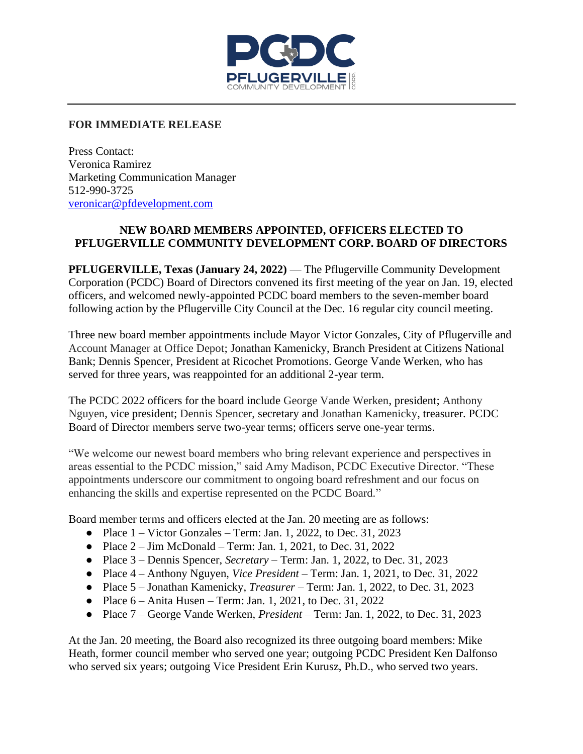PCDC
PFLUGERVILLE COMMUNITY DEVELOPMENT CORP.

**FOR IMMEDIATE RELEASE**

Press Contact:
Veronica Ramirez
Marketing Communication Manager
512-990-3725
veronicar@pfdevelopment.com

## NEW BOARD MEMBERS APPOINTED, OFFICERS ELECTED TO PFLUGERVILLE COMMUNITY DEVELOPMENT CORP. BOARD OF DIRECTORS

**PFLUGERVILLE, Texas (January 24, 2022)** — The Pflugerville Community Development Corporation (PCDC) Board of Directors convened its first meeting of the year on Jan. 19, elected officers, and welcomed newly-appointed PCDC board members to the seven-member board following action by the Pflugerville City Council at the Dec. 16 regular city council meeting.

Three new board member appointments include Mayor Victor Gonzales, City of Pflugerville and Account Manager at Office Depot; Jonathan Kamenicky, Branch President at Citizens National Bank; Dennis Spencer, President at Ricochet Promotions. George Vande Werken, who has served for three years, was reappointed for an additional 2-year term.

The PCDC 2022 officers for the board include George Vande Werken, president; Anthony Nguyen, vice president; Dennis Spencer, secretary and Jonathan Kamenicky, treasurer. PCDC Board of Director members serve two-year terms; officers serve one-year terms.

"We welcome our newest board members who bring relevant experience and perspectives in areas essential to the PCDC mission," said Amy Madison, PCDC Executive Director. "These appointments underscore our commitment to ongoing board refreshment and our focus on enhancing the skills and expertise represented on the PCDC Board."

Board member terms and officers elected at the Jan. 20 meeting are as follows:

- Place 1 – Victor Gonzales – Term: Jan. 1, 2022, to Dec. 31, 2023
- Place 2 – Jim McDonald – Term: Jan. 1, 2021, to Dec. 31, 2022
- Place 3 – Dennis Spencer, *Secretary* – Term: Jan. 1, 2022, to Dec. 31, 2023
- Place 4 – Anthony Nguyen, *Vice President* – Term: Jan. 1, 2021, to Dec. 31, 2022
- Place 5 – Jonathan Kamenicky, *Treasurer* – Term: Jan. 1, 2022, to Dec. 31, 2023
- Place 6 – Anita Husen – Term: Jan. 1, 2021, to Dec. 31, 2022
- Place 7 – George Vande Werken, *President* – Term: Jan. 1, 2022, to Dec. 31, 2023

At the Jan. 20 meeting, the Board also recognized its three outgoing board members: Mike Heath, former council member who served one year; outgoing PCDC President Ken Dalfonso who served six years; outgoing Vice President Erin Kurusz, Ph.D., who served two years.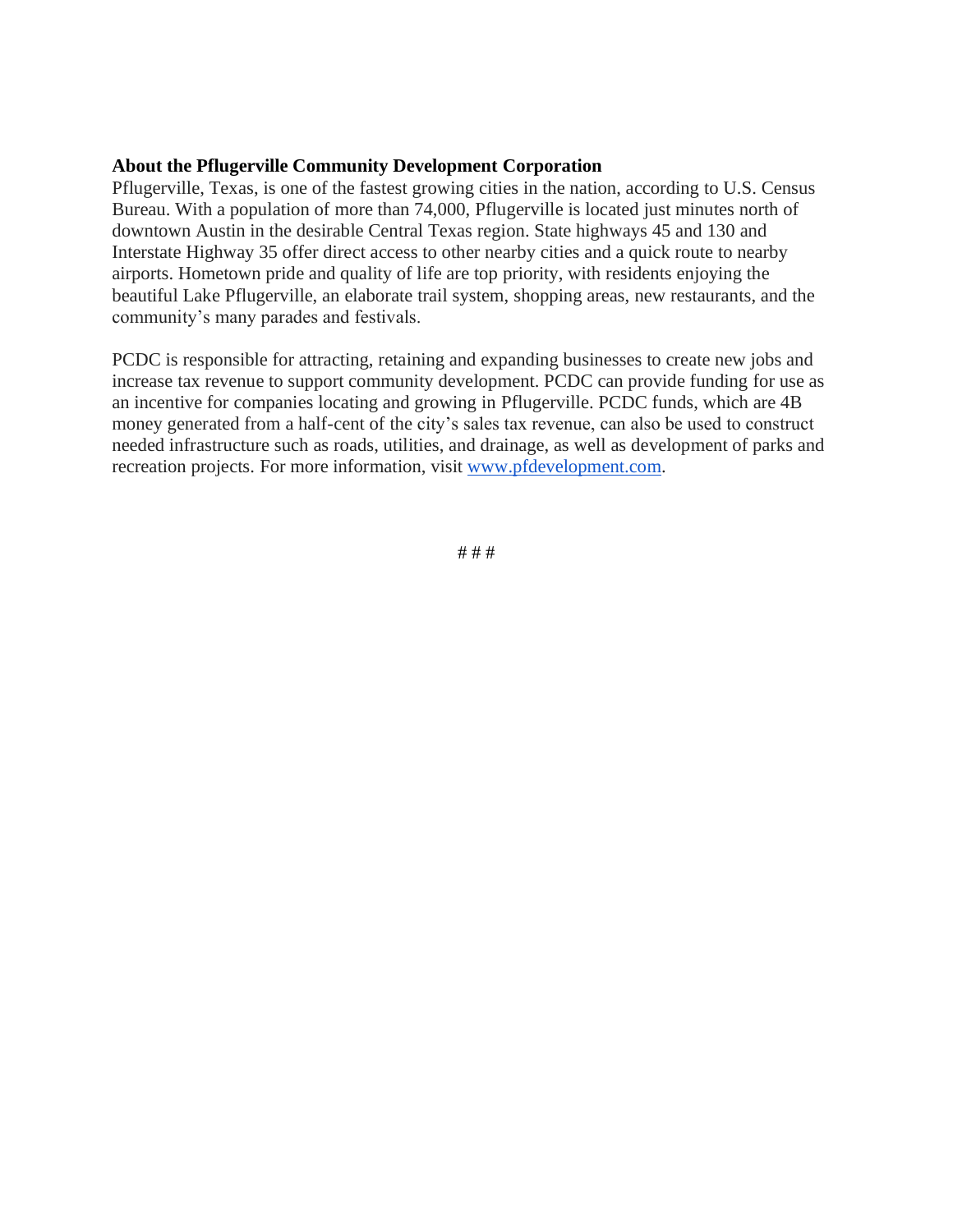**About the Pflugerville Community Development Corporation**

Pflugerville, Texas, is one of the fastest growing cities in the nation, according to U.S. Census Bureau. With a population of more than 74,000, Pflugerville is located just minutes north of downtown Austin in the desirable Central Texas region. State highways 45 and 130 and Interstate Highway 35 offer direct access to other nearby cities and a quick route to nearby airports. Hometown pride and quality of life are top priority, with residents enjoying the beautiful Lake Pflugerville, an elaborate trail system, shopping areas, new restaurants, and the community's many parades and festivals.

PCDC is responsible for attracting, retaining and expanding businesses to create new jobs and increase tax revenue to support community development. PCDC can provide funding for use as an incentive for companies locating and growing in Pflugerville. PCDC funds, which are 4B money generated from a half-cent of the city's sales tax revenue, can also be used to construct needed infrastructure such as roads, utilities, and drainage, as well as development of parks and recreation projects. For more information, visit [www.pfdevelopment.com](http://www.pfdevelopment.com).

# # #